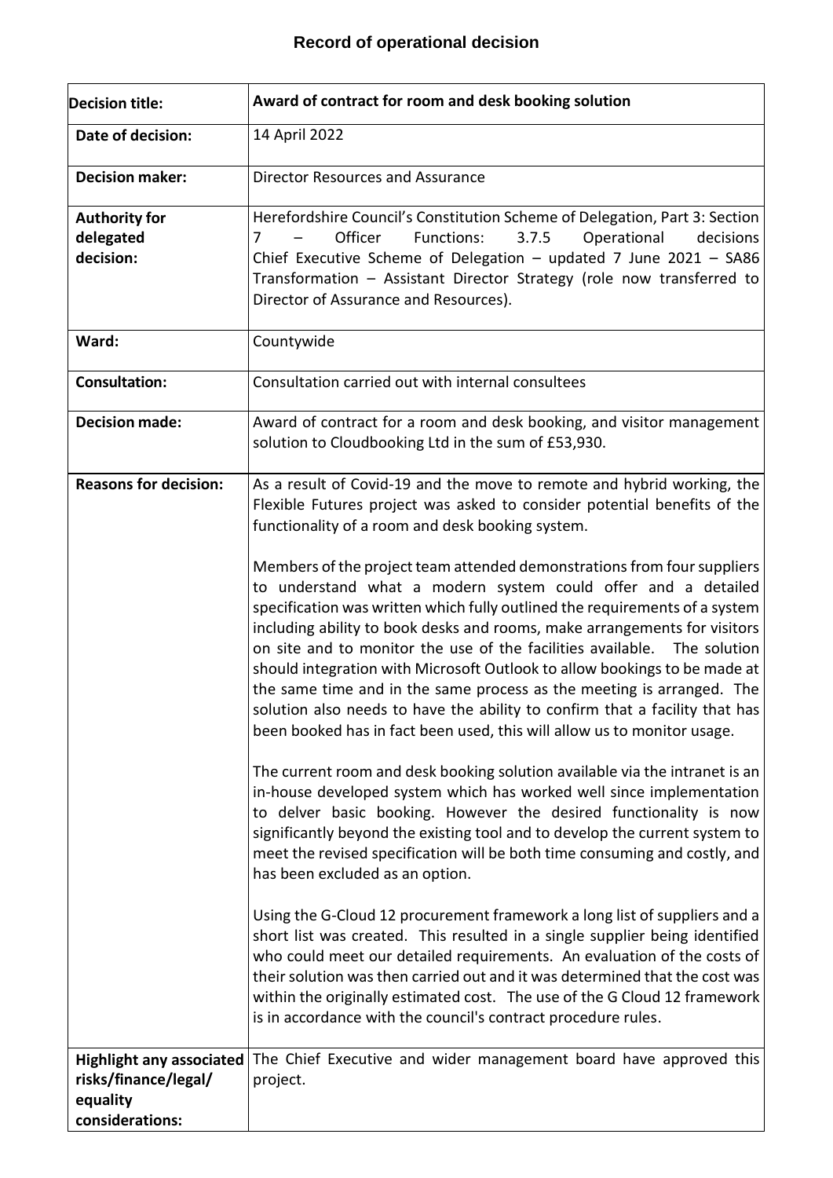# Record of operational decision

| Decision title: | Award of contract for room and desk booking solution |
|---|---|
| Date of decision: | 14 April 2022 |
| Decision maker: | Director Resources and Assurance |
| Authority for delegated decision: | Herefordshire Council's Constitution Scheme of Delegation, Part 3: Section 7 – Officer Functions: 3.7.5 Operational decisions Chief Executive Scheme of Delegation – updated 7 June 2021 – SA86 Transformation – Assistant Director Strategy (role now transferred to Director of Assurance and Resources). |
| Ward: | Countywide |
| Consultation: | Consultation carried out with internal consultees |
| Decision made: | Award of contract for a room and desk booking, and visitor management solution to Cloudbooking Ltd in the sum of £53,930. |
| Reasons for decision: | As a result of Covid-19 and the move to remote and hybrid working, the Flexible Futures project was asked to consider potential benefits of the functionality of a room and desk booking system.<br><br>Members of the project team attended demonstrations from four suppliers to understand what a modern system could offer and a detailed specification was written which fully outlined the requirements of a system including ability to book desks and rooms, make arrangements for visitors on site and to monitor the use of the facilities available. The solution should integration with Microsoft Outlook to allow bookings to be made at the same time and in the same process as the meeting is arranged. The solution also needs to have the ability to confirm that a facility that has been booked has in fact been used, this will allow us to monitor usage.<br><br>The current room and desk booking solution available via the intranet is an in-house developed system which has worked well since implementation to delver basic booking. However the desired functionality is now significantly beyond the existing tool and to develop the current system to meet the revised specification will be both time consuming and costly, and has been excluded as an option.<br><br>Using the G-Cloud 12 procurement framework a long list of suppliers and a short list was created. This resulted in a single supplier being identified who could meet our detailed requirements. An evaluation of the costs of their solution was then carried out and it was determined that the cost was within the originally estimated cost. The use of the G Cloud 12 framework is in accordance with the council's contract procedure rules. |
| Highlight any associated risks/finance/legal/ equality considerations: | The Chief Executive and wider management board have approved this project. |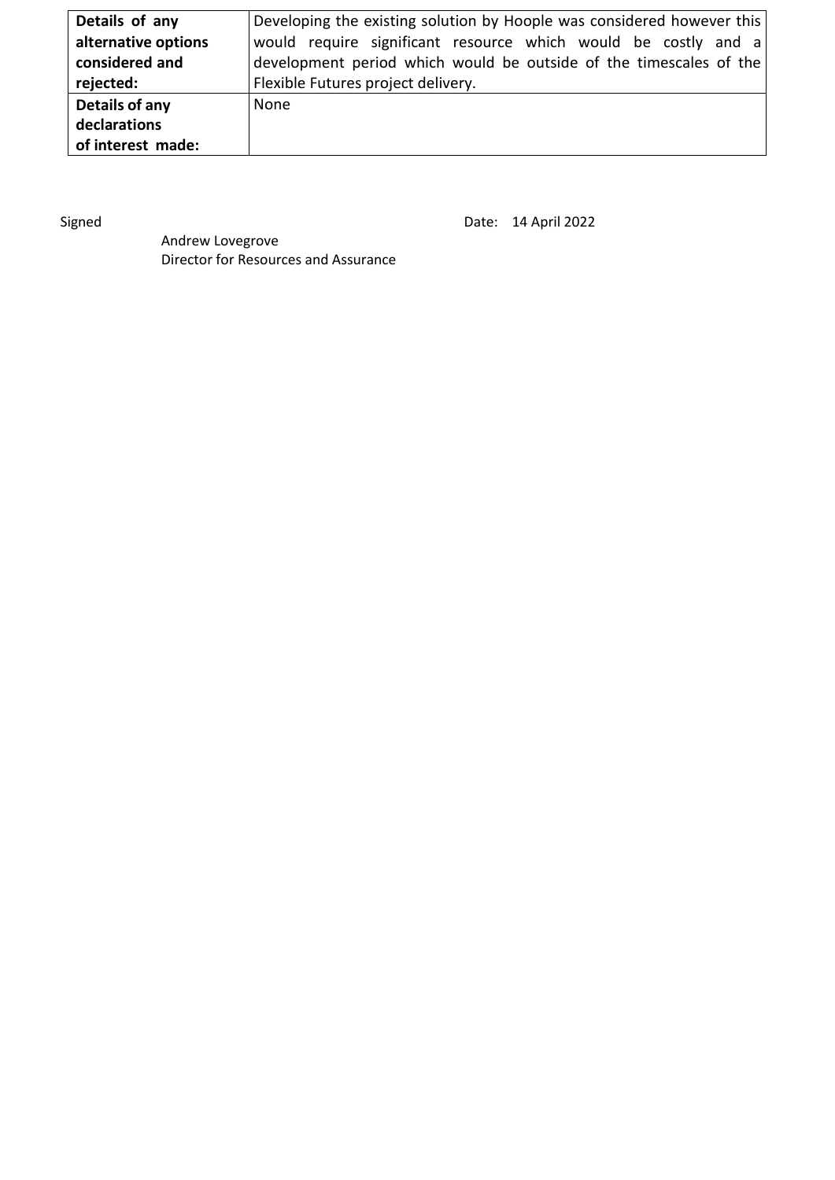| | |
|---|---|
| **Details of any alternative options considered and rejected:** | Developing the existing solution by Hoople was considered however this would require significant resource which would be costly and a development period which would be outside of the timescales of the Flexible Futures project delivery. |
| **Details of any declarations of interest made:** | None |

Signed

Andrew Lovegrove
Director for Resources and Assurance

Date: 14 April 2022